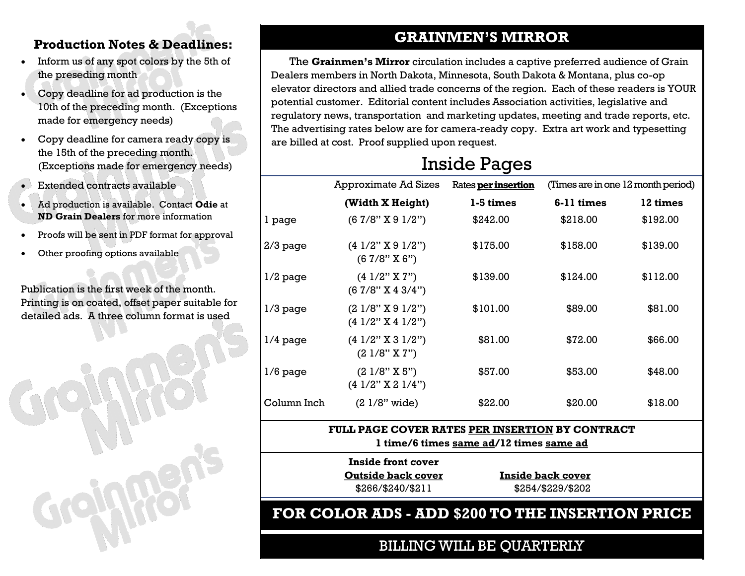### Production Notes & Deadlines:

- Inform us of any spot colors by the 5th of the preseding month
- Copy deadline for ad production is the 10th of the preceding month. (Exceptions made for emergency needs)
- Copy deadline for camera ready copy is the 15th of the preceding month. (Exceptions made for emergency needs)
- Extended contracts available
- Ad production is available. Contact **Odie** at **ND Grain Dealers** for more information
- Proofs will be sent in PDF format for approval
- Other proofing options available

Publication is the first week of the month. Printing is on coated, offset paper suitable for detailed ads. A three column format is used

## GRAINMEN'S MIRROR

The **Grainmen's Mirror** circulation includes a captive preferred audience of Grain Dealers members in North Dakota, Minnesota, South Dakota & Montana, plus co-op elevator directors and allied trade concerns of the region. Each of these readers is YOUR potential customer. Editorial content includes Association activities, legislative and regulatory news, transportation and marketing updates, meeting and trade reports, etc. The advertising rates below are for camera-ready copy. Extra art work and typesetting are billed at cost. Proof supplied upon request.

## Inside Pages

| | Approximate Ad Sizes | Rates **per insertion** | (Times are in one 12 month period) | |
|---|---|---|---|---|
| | **(Width X Height)** | **1-5 times** | **6-11 times** | **12 times** |
| 1 page | (6 7/8" X 9 1/2") | $242.00 | $218.00 | $192.00 |
| 2/3 page | (4 1/2" X 9 1/2")<br>(6 7/8" X 6") | $175.00 | $158.00 | $139.00 |
| 1/2 page | (4 1/2" X 7")<br>(6 7/8" X 4 3/4") | $139.00 | $124.00 | $112.00 |
| 1/3 page | (2 1/8" X 9 1/2")<br>(4 1/2" X 4 1/2") | $101.00 | $89.00 | $81.00 |
| 1/4 page | (4 1/2" X 3 1/2")<br>(2 1/8" X 7") | $81.00 | $72.00 | $66.00 |
| 1/6 page | (2 1/8" X 5")<br>(4 1/2" X 2 1/4") | $57.00 | $53.00 | $48.00 |
| Column Inch | (2 1/8" wide) | $22.00 | $20.00 | $18.00 |

**FULL PAGE COVER RATES PER INSERTION BY CONTRACT**
**1 time/6 times same ad/12 times same ad**

| **Inside front cover**<br>**Outside back cover** | **Inside back cover** |
|---|---|
| $266/$240/$211 | $254/$229/$202 |

**FOR COLOR ADS - ADD $200 TO THE INSERTION PRICE**

BILLING WILL BE QUARTERLY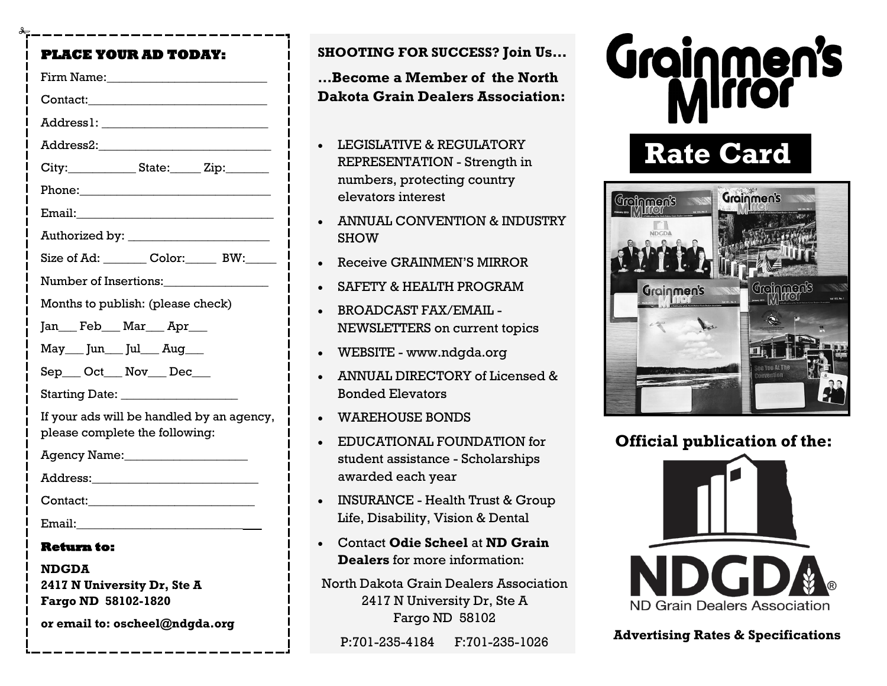## PLACE YOUR AD TODAY:

Firm Name:_______________________

Contact:_________________________

Address1: _______________________

Address2:________________________

City:__________ State:_____ Zip:_______

Phone:___________________________

Email:____________________________

Authorized by: ____________________

Size of Ad: _______ Color:_____ BW:_____

Number of Insertions:_______________

Months to publish: (please check)

Jan___ Feb___ Mar___ Apr___

May___ Jun___ Jul___ Aug___

Sep___ Oct___ Nov___ Dec___

Starting Date: __________________

If your ads will be handled by an agency, please complete the following:

Agency Name:__________________

Address:_________________________

Contact:_________________________

Email:____________________________

**Return to:**

**NDGDA**
**2417 N University Dr, Ste A**
**Fargo ND 58102-1820**

**or email to: oscheel@ndgda.org**

**SHOOTING FOR SUCCESS? Join Us…**

**…Become a Member of the North Dakota Grain Dealers Association:**

- LEGISLATIVE & REGULATORY REPRESENTATION - Strength in numbers, protecting country elevators interest
- ANNUAL CONVENTION & INDUSTRY SHOW
- Receive GRAINMEN'S MIRROR
- SAFETY & HEALTH PROGRAM
- BROADCAST FAX/EMAIL - NEWSLETTERS on current topics
- WEBSITE - www.ndgda.org
- ANNUAL DIRECTORY of Licensed & Bonded Elevators
- WAREHOUSE BONDS
- EDUCATIONAL FOUNDATION for student assistance - Scholarships awarded each year
- INSURANCE - Health Trust & Group Life, Disability, Vision & Dental
- Contact **Odie Scheel** at **ND Grain Dealers** for more information:

North Dakota Grain Dealers Association
2417 N University Dr, Ste A
Fargo ND 58102

P:701-235-4184 F:701-235-1026

# Grainmen's Mirror

# Rate Card

**Official publication of the:**

NDGDA®
ND Grain Dealers Association

**Advertising Rates & Specifications**